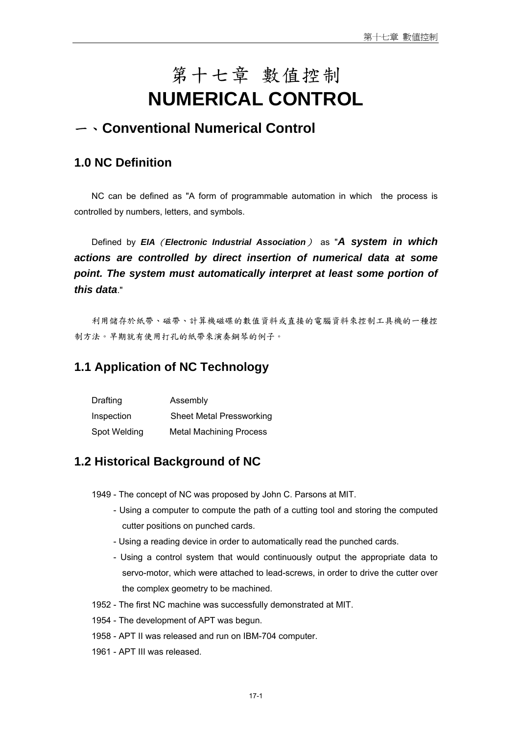# 第十七章 數值控制
# NUMERICAL CONTROL

## 一、Conventional Numerical Control

### 1.0 NC Definition

NC can be defined as "A form of programmable automation in which the process is controlled by numbers, letters, and symbols.

Defined by ***EIA（Electronic Industrial Association）*** as "***A system in which actions are controlled by direct insertion of numerical data at some point. The system must automatically interpret at least some portion of this data***."

利用儲存於紙帶、磁帶、計算機磁碟的數值資料或直接的電腦資料來控制工具機的一種控制方法。早期就有使用打孔的紙帶來演奏鋼琴的例子。

### 1.1 Application of NC Technology

| | |
|---|---|
| Drafting | Assembly |
| Inspection | Sheet Metal Pressworking |
| Spot Welding | Metal Machining Process |

### 1.2 Historical Background of NC

1949 - The concept of NC was proposed by John C. Parsons at MIT.

- Using a computer to compute the path of a cutting tool and storing the computed cutter positions on punched cards.
- Using a reading device in order to automatically read the punched cards.
- Using a control system that would continuously output the appropriate data to servo-motor, which were attached to lead-screws, in order to drive the cutter over the complex geometry to be machined.

1952 - The first NC machine was successfully demonstrated at MIT.

1954 - The development of APT was begun.

1958 - APT II was released and run on IBM-704 computer.

1961 - APT III was released.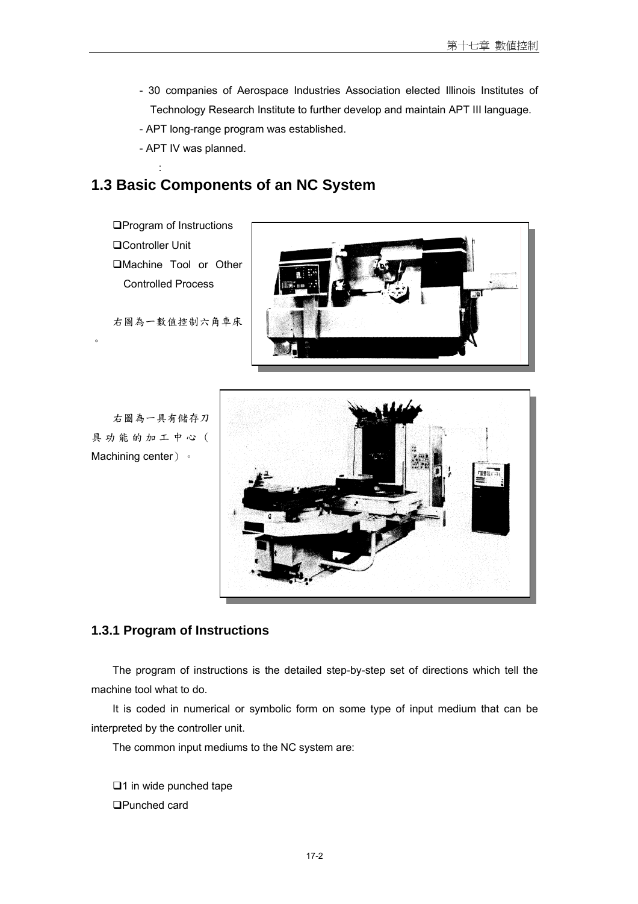- 30 companies of Aerospace Industries Association elected Illinois Institutes of Technology Research Institute to further develop and maintain APT III language.
- APT long-range program was established.
- APT IV was planned.

## 1.3 Basic Components of an NC System

- ❑Program of Instructions
- ❑Controller Unit
- ❑Machine Tool or Other Controlled Process

右圖為一數值控制六角車床。

右圖為一具有儲存刀具功能的加工中心（Machining center）。

### 1.3.1 Program of Instructions

The program of instructions is the detailed step-by-step set of directions which tell the machine tool what to do.

It is coded in numerical or symbolic form on some type of input medium that can be interpreted by the controller unit.

The common input mediums to the NC system are:

- ❑1 in wide punched tape
- ❑Punched card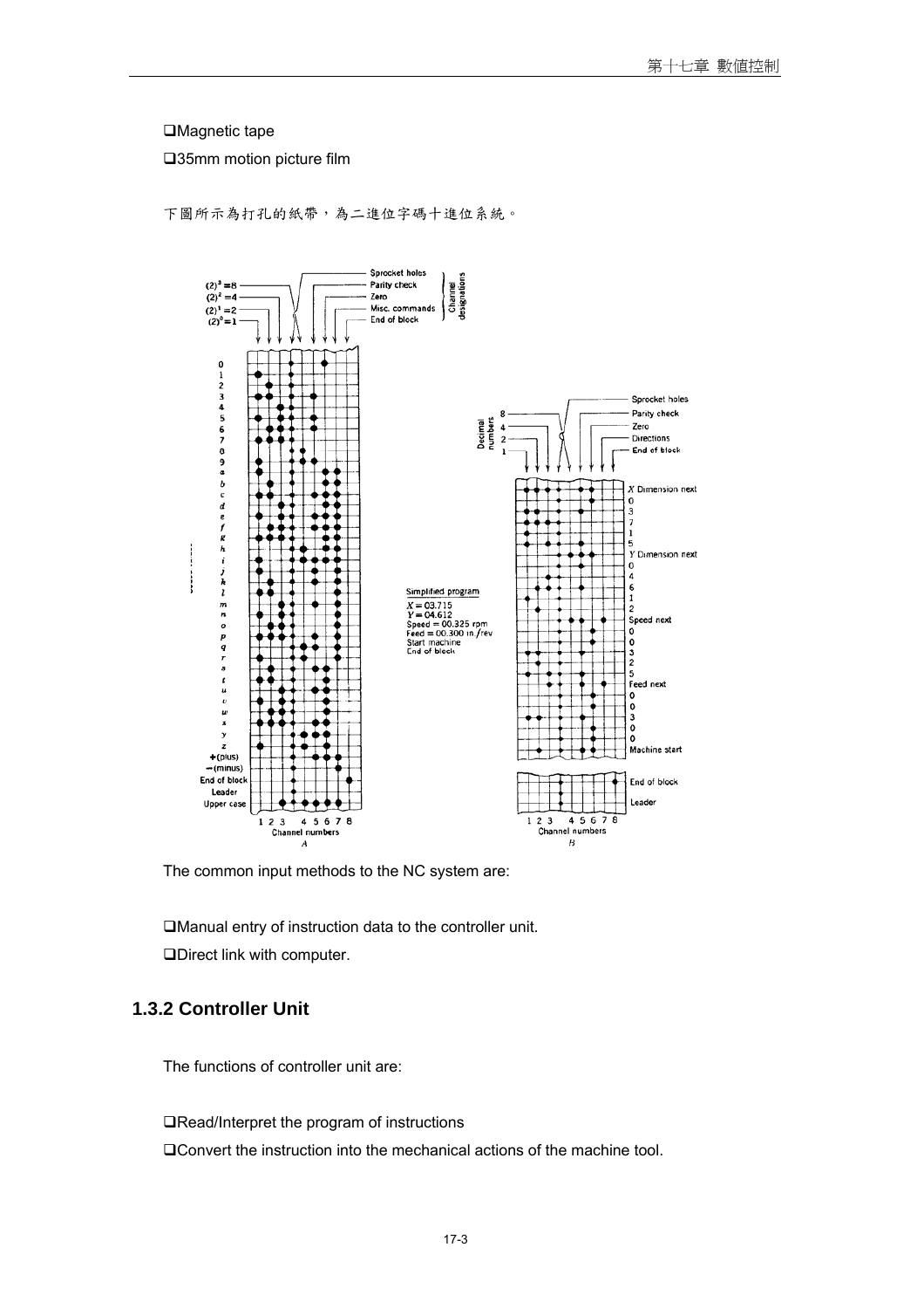❑Magnetic tape

❑35mm motion picture film

下圖所示為打孔的紙帶，為二進位字碼十進位系統。

The common input methods to the NC system are:

❑Manual entry of instruction data to the controller unit.

❑Direct link with computer.

### 1.3.2 Controller Unit

The functions of controller unit are:

❑Read/Interpret the program of instructions

❑Convert the instruction into the mechanical actions of the machine tool.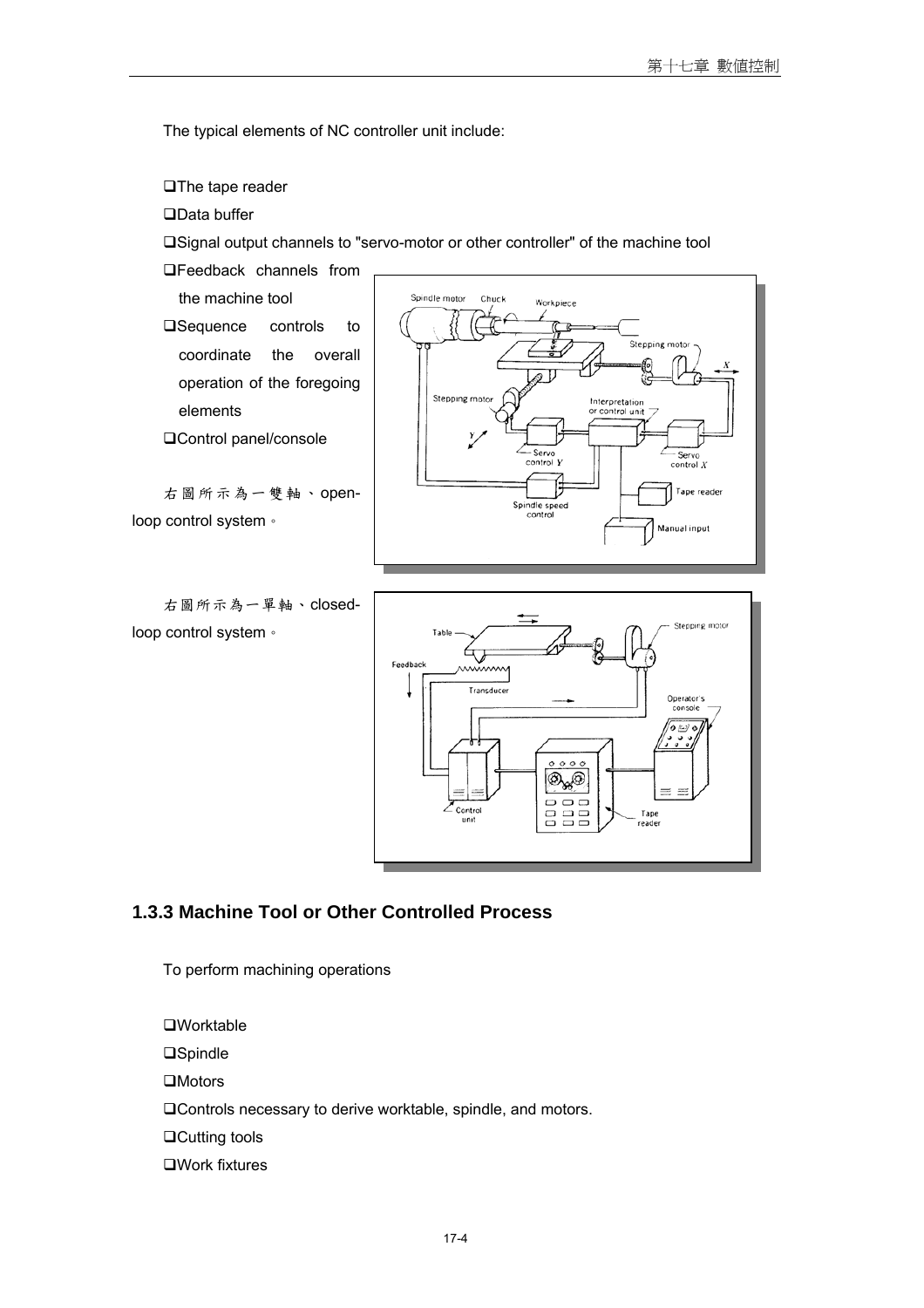The typical elements of NC controller unit include:

- ❑The tape reader
- ❑Data buffer
- ❑Signal output channels to "servo-motor or other controller" of the machine tool
- ❑Feedback channels from the machine tool
- ❑Sequence controls to coordinate the overall operation of the foregoing elements
- ❑Control panel/console

右圖所示為一雙軸、open-loop control system。

右圖所示為一單軸、closed-loop control system。

### 1.3.3 Machine Tool or Other Controlled Process

To perform machining operations

- ❑Worktable
- ❑Spindle
- ❑Motors
- ❑Controls necessary to derive worktable, spindle, and motors.
- ❑Cutting tools
- ❑Work fixtures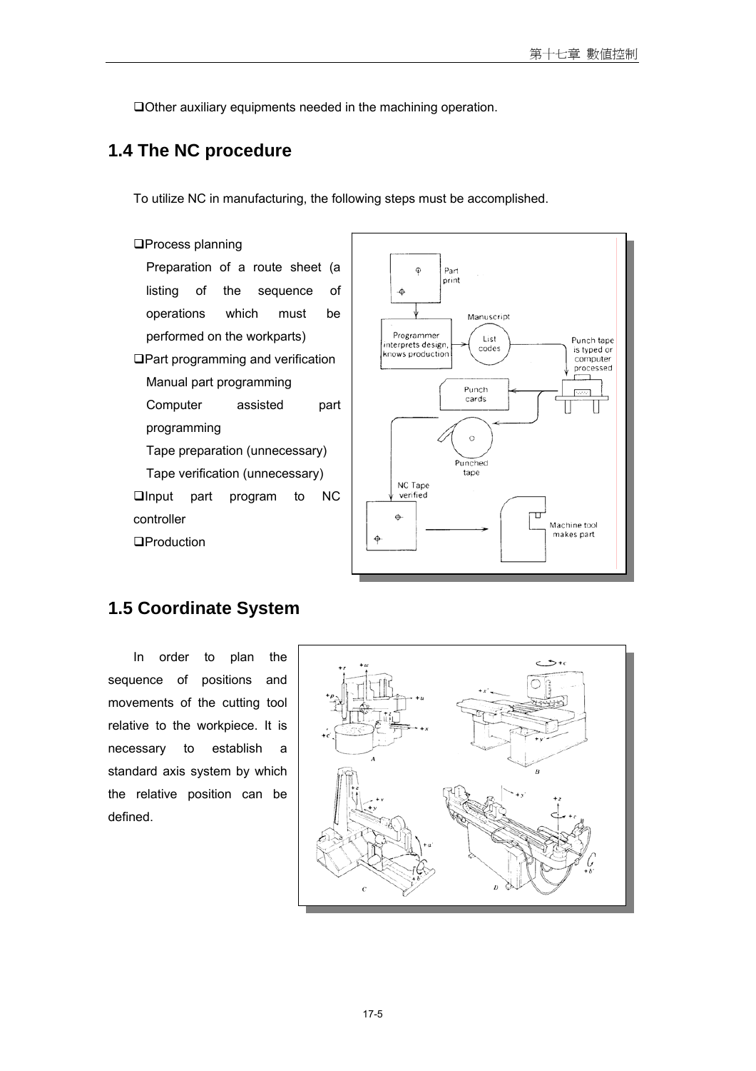❑Other auxiliary equipments needed in the machining operation.

## 1.4 The NC procedure

To utilize NC in manufacturing, the following steps must be accomplished.

❑Process planning

Preparation of a route sheet (a listing of the sequence of operations which must be performed on the workparts)

❑Part programming and verification

Manual part programming

Computer assisted part programming

Tape preparation (unnecessary)

Tape verification (unnecessary)

❑Input part program to NC controller

❑Production

## 1.5 Coordinate System

In order to plan the sequence of positions and movements of the cutting tool relative to the workpiece. It is necessary to establish a standard axis system by which the relative position can be defined.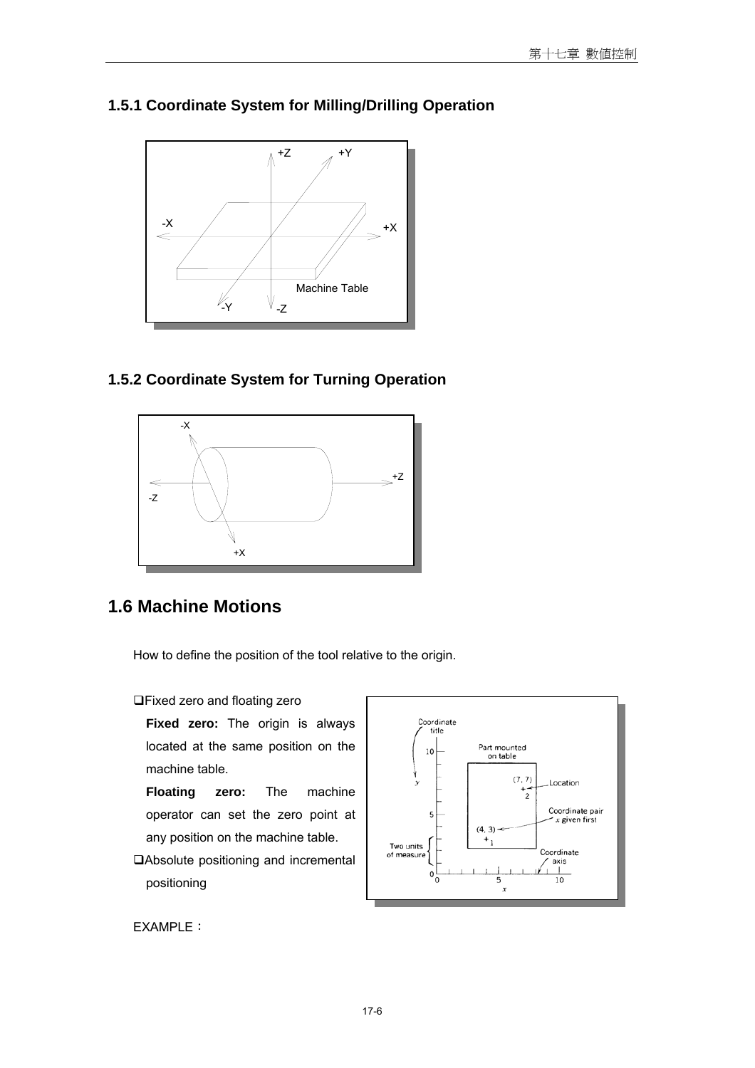### 1.5.1 Coordinate System for Milling/Drilling Operation

### 1.5.2 Coordinate System for Turning Operation

## 1.6 Machine Motions

How to define the position of the tool relative to the origin.

❑Fixed zero and floating zero

**Fixed zero:** The origin is always located at the same position on the machine table.

**Floating zero:** The machine operator can set the zero point at any position on the machine table.

❑Absolute positioning and incremental positioning

EXAMPLE：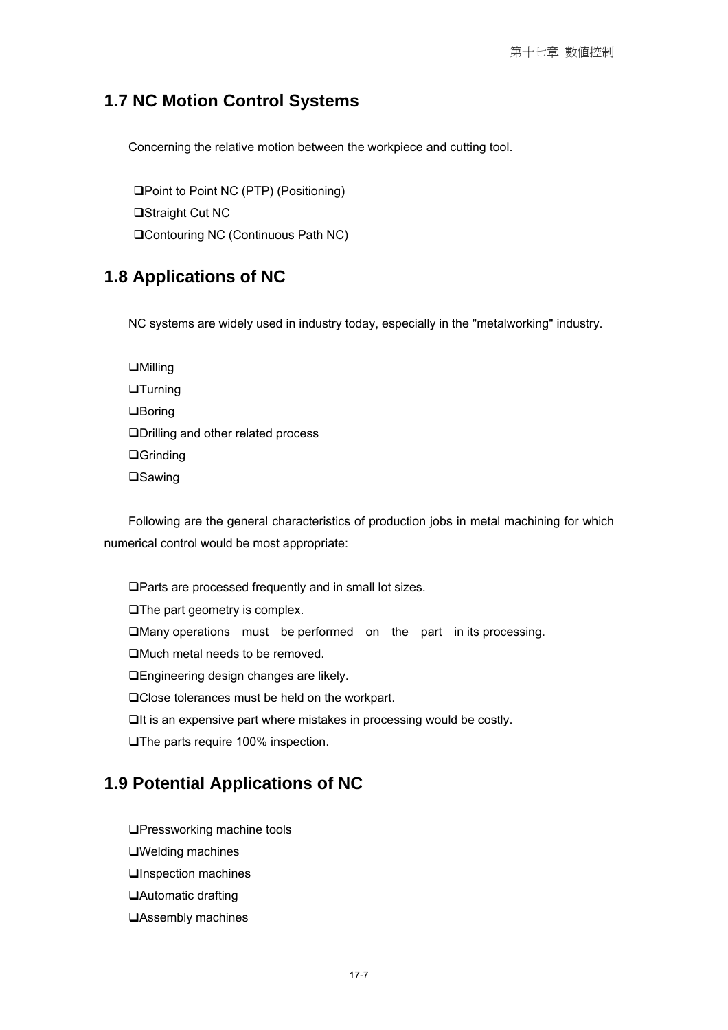## 1.7 NC Motion Control Systems

Concerning the relative motion between the workpiece and cutting tool.

- Point to Point NC (PTP) (Positioning)
- Straight Cut NC
- Contouring NC (Continuous Path NC)

## 1.8 Applications of NC

NC systems are widely used in industry today, especially in the "metalworking" industry.

- Milling
- Turning
- Boring
- Drilling and other related process
- Grinding
- Sawing

Following are the general characteristics of production jobs in metal machining for which numerical control would be most appropriate:

- Parts are processed frequently and in small lot sizes.
- The part geometry is complex.
- Many operations must be performed on the part in its processing.
- Much metal needs to be removed.
- Engineering design changes are likely.
- Close tolerances must be held on the workpart.
- It is an expensive part where mistakes in processing would be costly.
- The parts require 100% inspection.

## 1.9 Potential Applications of NC

- Pressworking machine tools
- Welding machines
- Inspection machines
- Automatic drafting
- Assembly machines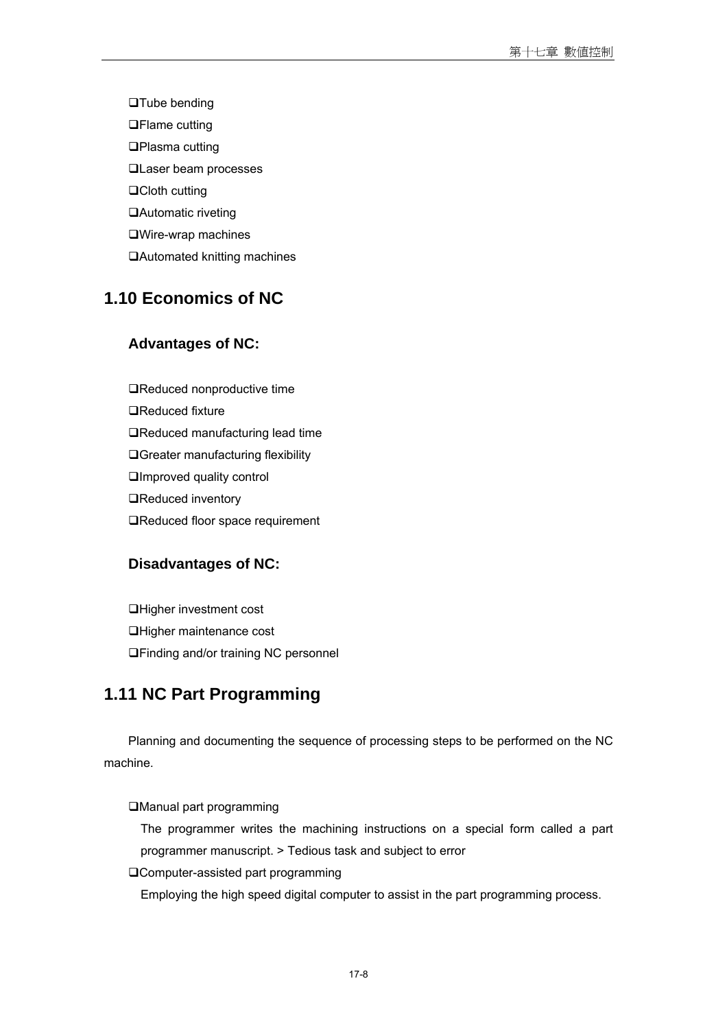- ❑Tube bending
- ❑Flame cutting
- ❑Plasma cutting
- ❑Laser beam processes
- ❑Cloth cutting
- ❑Automatic riveting
- ❑Wire-wrap machines
- ❑Automated knitting machines

## 1.10 Economics of NC

### Advantages of NC:

- ❑Reduced nonproductive time
- ❑Reduced fixture
- ❑Reduced manufacturing lead time
- ❑Greater manufacturing flexibility
- ❑Improved quality control
- ❑Reduced inventory
- ❑Reduced floor space requirement

### Disadvantages of NC:

- ❑Higher investment cost
- ❑Higher maintenance cost
- ❑Finding and/or training NC personnel

## 1.11 NC Part Programming

Planning and documenting the sequence of processing steps to be performed on the NC machine.

❑Manual part programming

The programmer writes the machining instructions on a special form called a part programmer manuscript. > Tedious task and subject to error

❑Computer-assisted part programming

Employing the high speed digital computer to assist in the part programming process.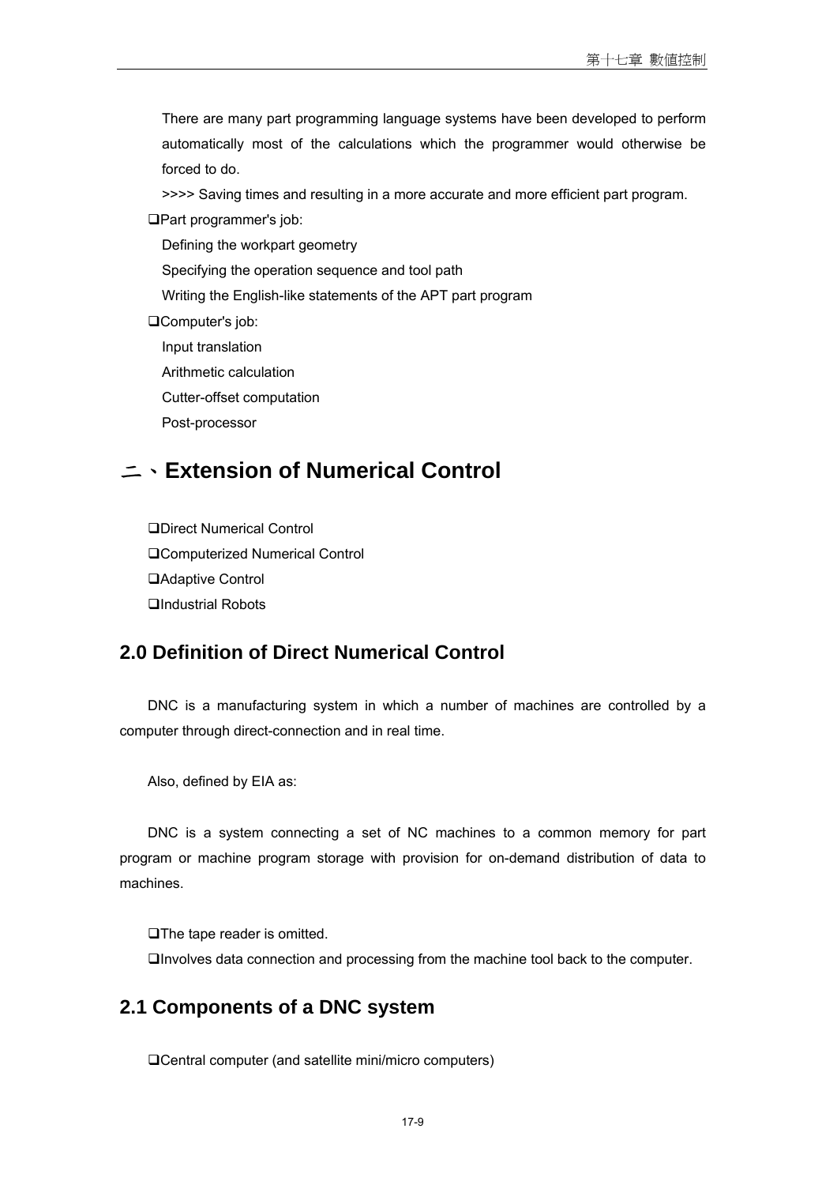There are many part programming language systems have been developed to perform automatically most of the calculations which the programmer would otherwise be forced to do.

>>>> Saving times and resulting in a more accurate and more efficient part program.

❑Part programmer's job:

Defining the workpart geometry

Specifying the operation sequence and tool path

Writing the English-like statements of the APT part program

❑Computer's job:

Input translation

Arithmetic calculation

Cutter-offset computation

Post-processor

# 二、Extension of Numerical Control

❑Direct Numerical Control

❑Computerized Numerical Control

❑Adaptive Control

❑Industrial Robots

## 2.0 Definition of Direct Numerical Control

DNC is a manufacturing system in which a number of machines are controlled by a computer through direct-connection and in real time.

Also, defined by EIA as:

DNC is a system connecting a set of NC machines to a common memory for part program or machine program storage with provision for on-demand distribution of data to machines.

❑The tape reader is omitted.

❑Involves data connection and processing from the machine tool back to the computer.

## 2.1 Components of a DNC system

❑Central computer (and satellite mini/micro computers)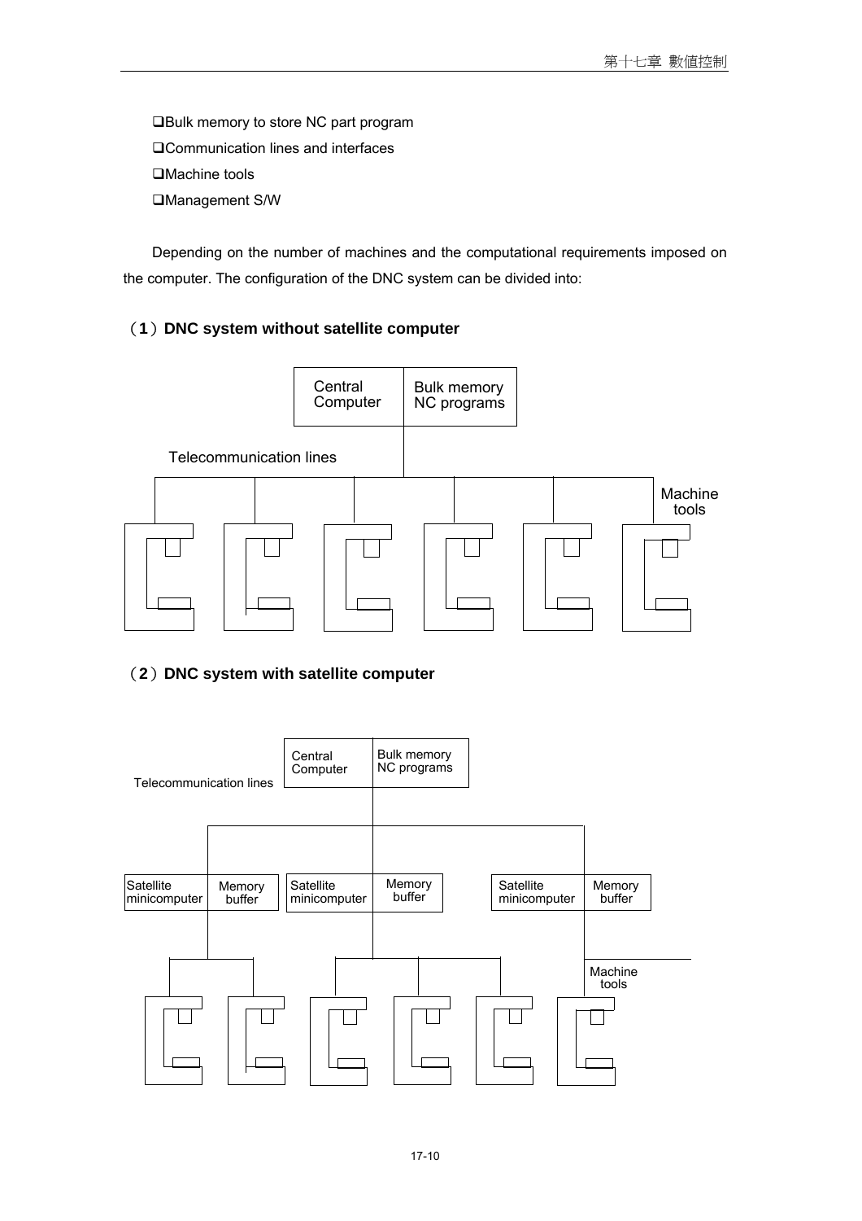❑Bulk memory to store NC part program

❑Communication lines and interfaces

❑Machine tools

❑Management S/W

Depending on the number of machines and the computational requirements imposed on the computer. The configuration of the DNC system can be divided into:

**（1）DNC system without satellite computer**

Central Computer | Bulk memory NC programs

Telecommunication lines

Machine tools

**（2）DNC system with satellite computer**

Central Computer | Bulk memory NC programs

Telecommunication lines

Satellite minicomputer | Memory buffer

Satellite minicomputer | Memory buffer

Satellite minicomputer | Memory buffer

Machine tools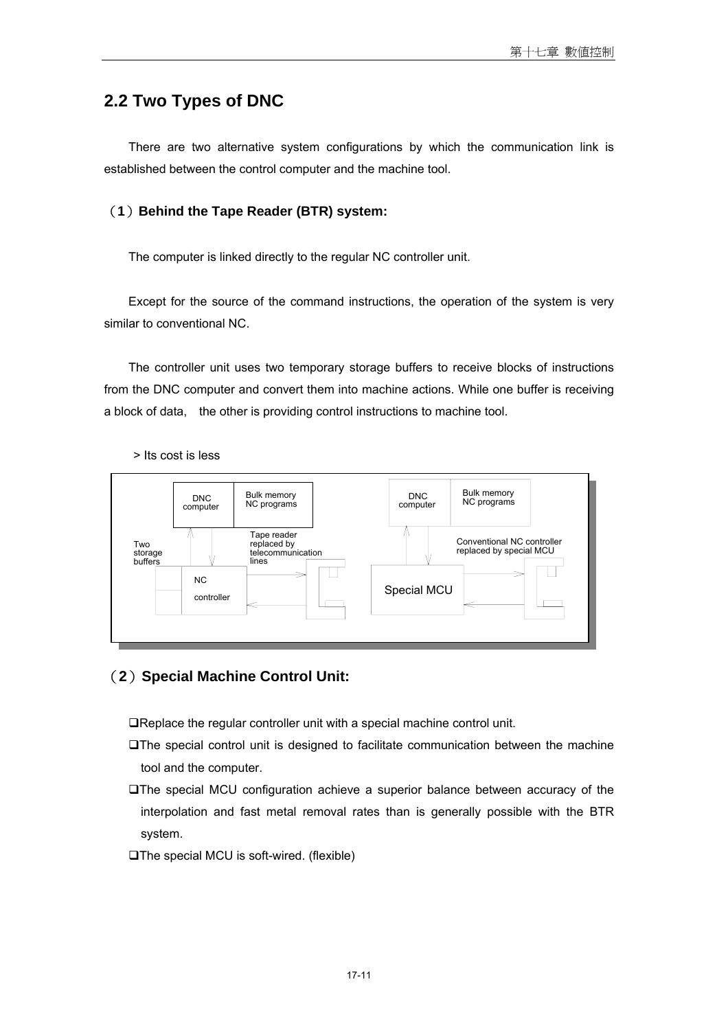## 2.2 Two Types of DNC

There are two alternative system configurations by which the communication link is established between the control computer and the machine tool.

### （1）Behind the Tape Reader (BTR) system:

The computer is linked directly to the regular NC controller unit.

Except for the source of the command instructions, the operation of the system is very similar to conventional NC.

The controller unit uses two temporary storage buffers to receive blocks of instructions from the DNC computer and convert them into machine actions. While one buffer is receiving a block of data, the other is providing control instructions to machine tool.

> Its cost is less

DNC computer | Bulk memory NC programs | Two storage buffers | Tape reader replaced by telecommunication lines | NC controller

DNC computer | Bulk memory NC programs | Conventional NC controller replaced by special MCU | Special MCU

### （2）Special Machine Control Unit:

- Replace the regular controller unit with a special machine control unit.
- The special control unit is designed to facilitate communication between the machine tool and the computer.
- The special MCU configuration achieve a superior balance between accuracy of the interpolation and fast metal removal rates than is generally possible with the BTR system.
- The special MCU is soft-wired. (flexible)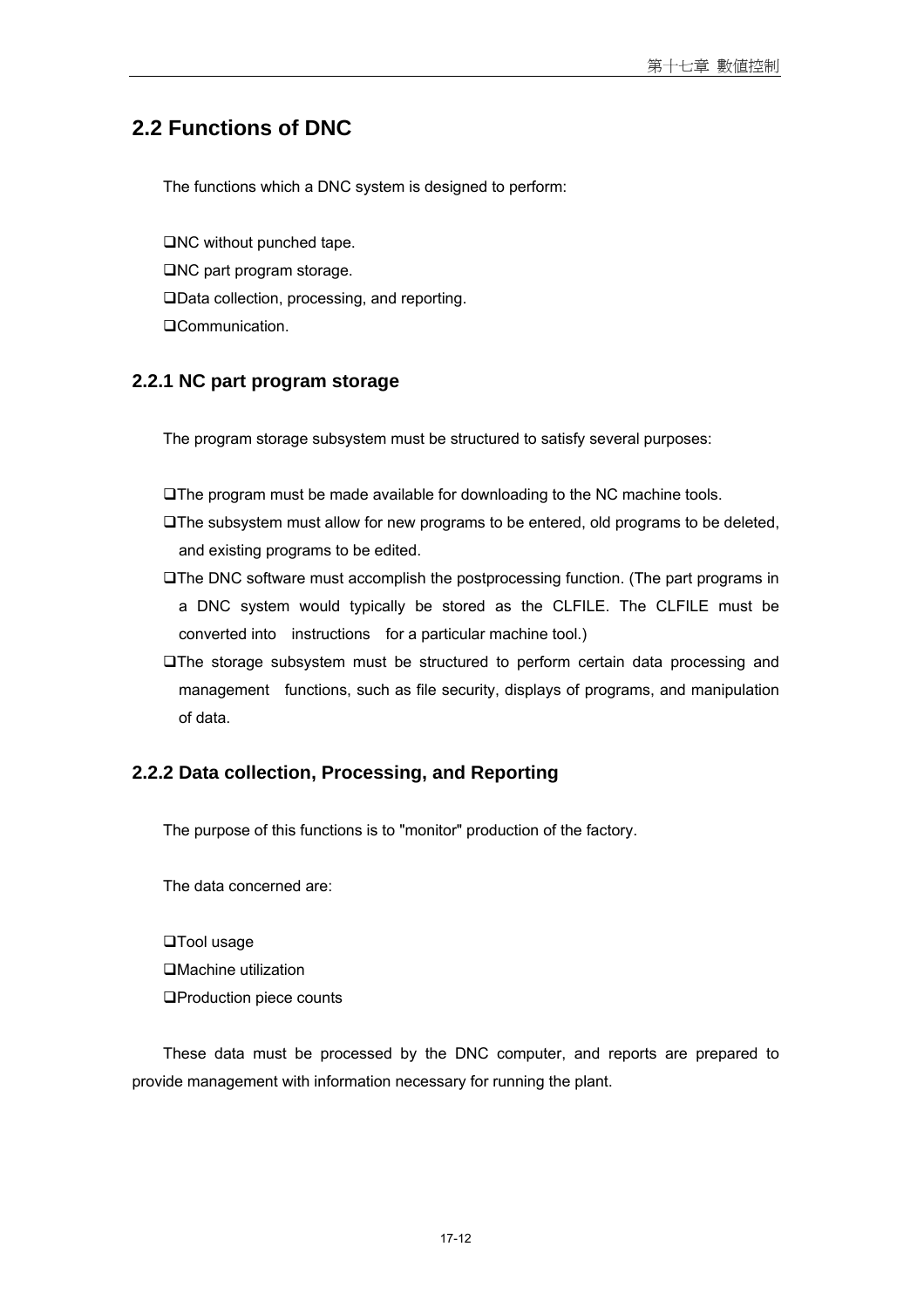## 2.2 Functions of DNC

The functions which a DNC system is designed to perform:

- NC without punched tape.
- NC part program storage.
- Data collection, processing, and reporting.
- Communication.

### 2.2.1 NC part program storage

The program storage subsystem must be structured to satisfy several purposes:

- The program must be made available for downloading to the NC machine tools.
- The subsystem must allow for new programs to be entered, old programs to be deleted, and existing programs to be edited.
- The DNC software must accomplish the postprocessing function. (The part programs in a DNC system would typically be stored as the CLFILE. The CLFILE must be converted into instructions for a particular machine tool.)
- The storage subsystem must be structured to perform certain data processing and management functions, such as file security, displays of programs, and manipulation of data.

### 2.2.2 Data collection, Processing, and Reporting

The purpose of this functions is to "monitor" production of the factory.

The data concerned are:

- Tool usage
- Machine utilization
- Production piece counts

These data must be processed by the DNC computer, and reports are prepared to provide management with information necessary for running the plant.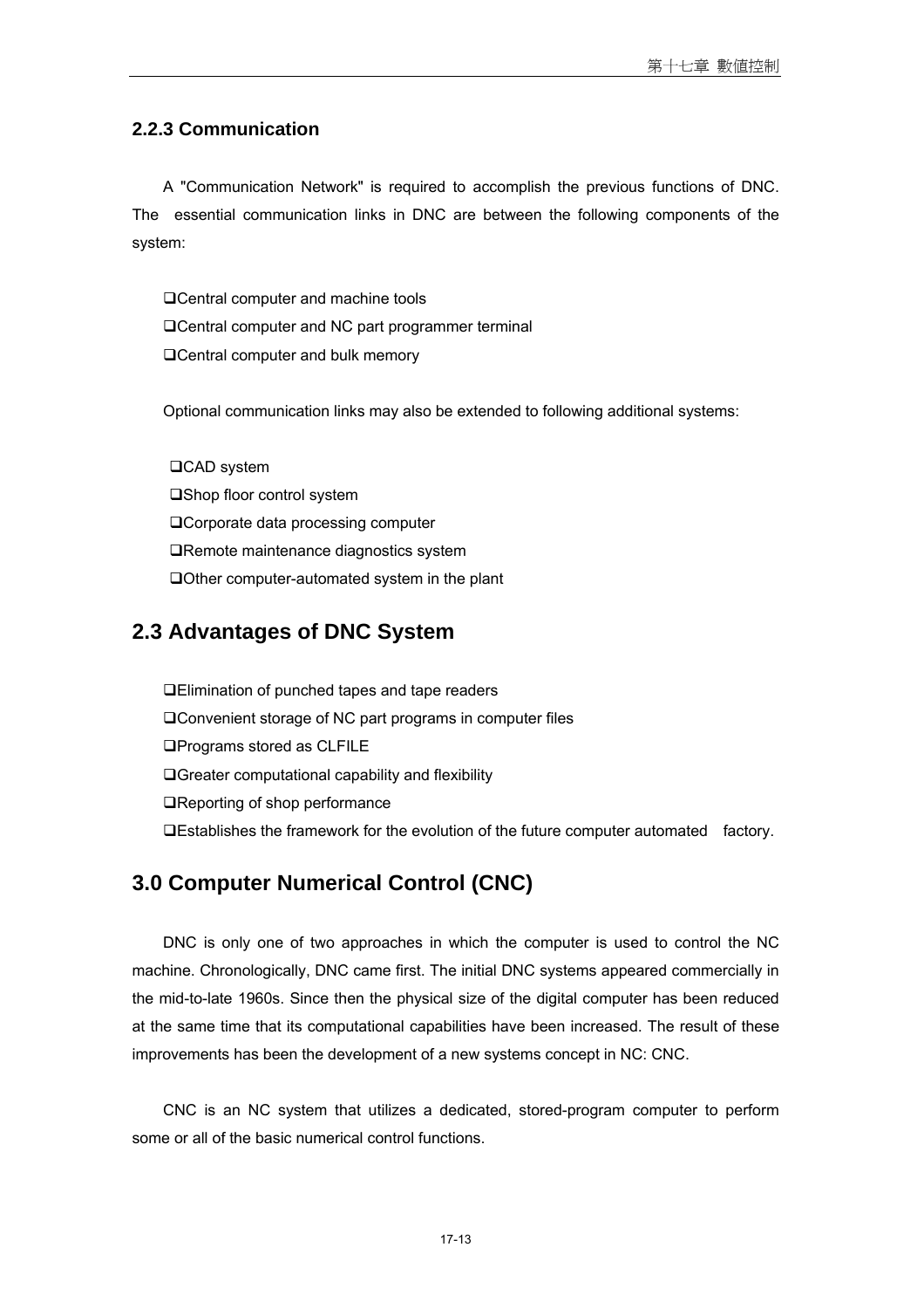### 2.2.3 Communication

A "Communication Network" is required to accomplish the previous functions of DNC. The essential communication links in DNC are between the following components of the system:

- Central computer and machine tools
- Central computer and NC part programmer terminal
- Central computer and bulk memory

Optional communication links may also be extended to following additional systems:

- CAD system
- Shop floor control system
- Corporate data processing computer
- Remote maintenance diagnostics system
- Other computer-automated system in the plant

## 2.3 Advantages of DNC System

- Elimination of punched tapes and tape readers
- Convenient storage of NC part programs in computer files
- Programs stored as CLFILE
- Greater computational capability and flexibility
- Reporting of shop performance
- Establishes the framework for the evolution of the future computer automated factory.

## 3.0 Computer Numerical Control (CNC)

DNC is only one of two approaches in which the computer is used to control the NC machine. Chronologically, DNC came first. The initial DNC systems appeared commercially in the mid-to-late 1960s. Since then the physical size of the digital computer has been reduced at the same time that its computational capabilities have been increased. The result of these improvements has been the development of a new systems concept in NC: CNC.

CNC is an NC system that utilizes a dedicated, stored-program computer to perform some or all of the basic numerical control functions.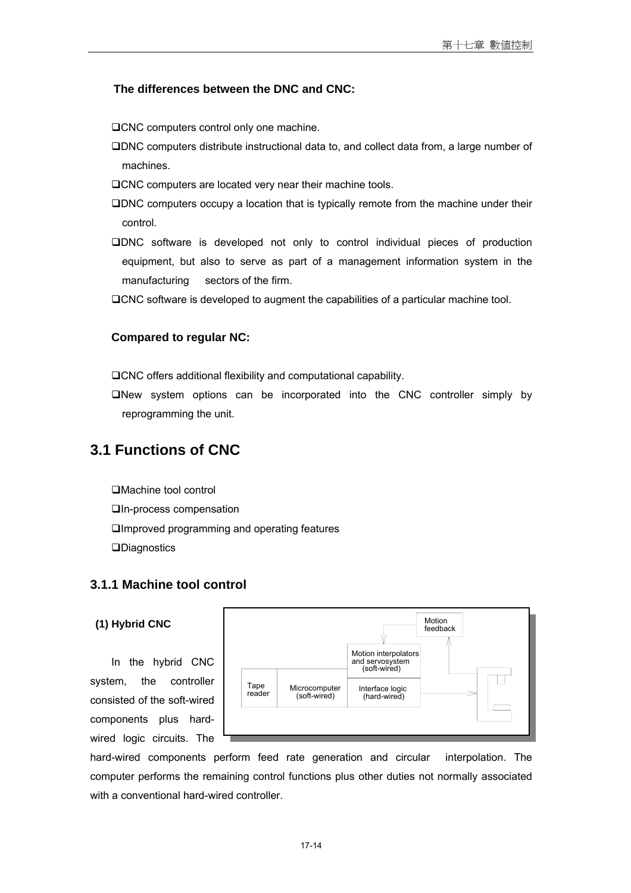**The differences between the DNC and CNC:**

- CNC computers control only one machine.
- DNC computers distribute instructional data to, and collect data from, a large number of machines.
- CNC computers are located very near their machine tools.
- DNC computers occupy a location that is typically remote from the machine under their control.
- DNC software is developed not only to control individual pieces of production equipment, but also to serve as part of a management information system in the manufacturing sectors of the firm.
- CNC software is developed to augment the capabilities of a particular machine tool.

**Compared to regular NC:**

- CNC offers additional flexibility and computational capability.
- New system options can be incorporated into the CNC controller simply by reprogramming the unit.

## 3.1 Functions of CNC

- Machine tool control
- In-process compensation
- Improved programming and operating features
- Diagnostics

### 3.1.1 Machine tool control

**(1) Hybrid CNC**

Motion feedback

Motion interpolators and servosystem (soft-wired)

Tape reader | Microcomputer (soft-wired) | Interface logic (hard-wired)

In the hybrid CNC system, the controller consisted of the soft-wired components plus hard-wired logic circuits. The hard-wired components perform feed rate generation and circular interpolation. The computer performs the remaining control functions plus other duties not normally associated with a conventional hard-wired controller.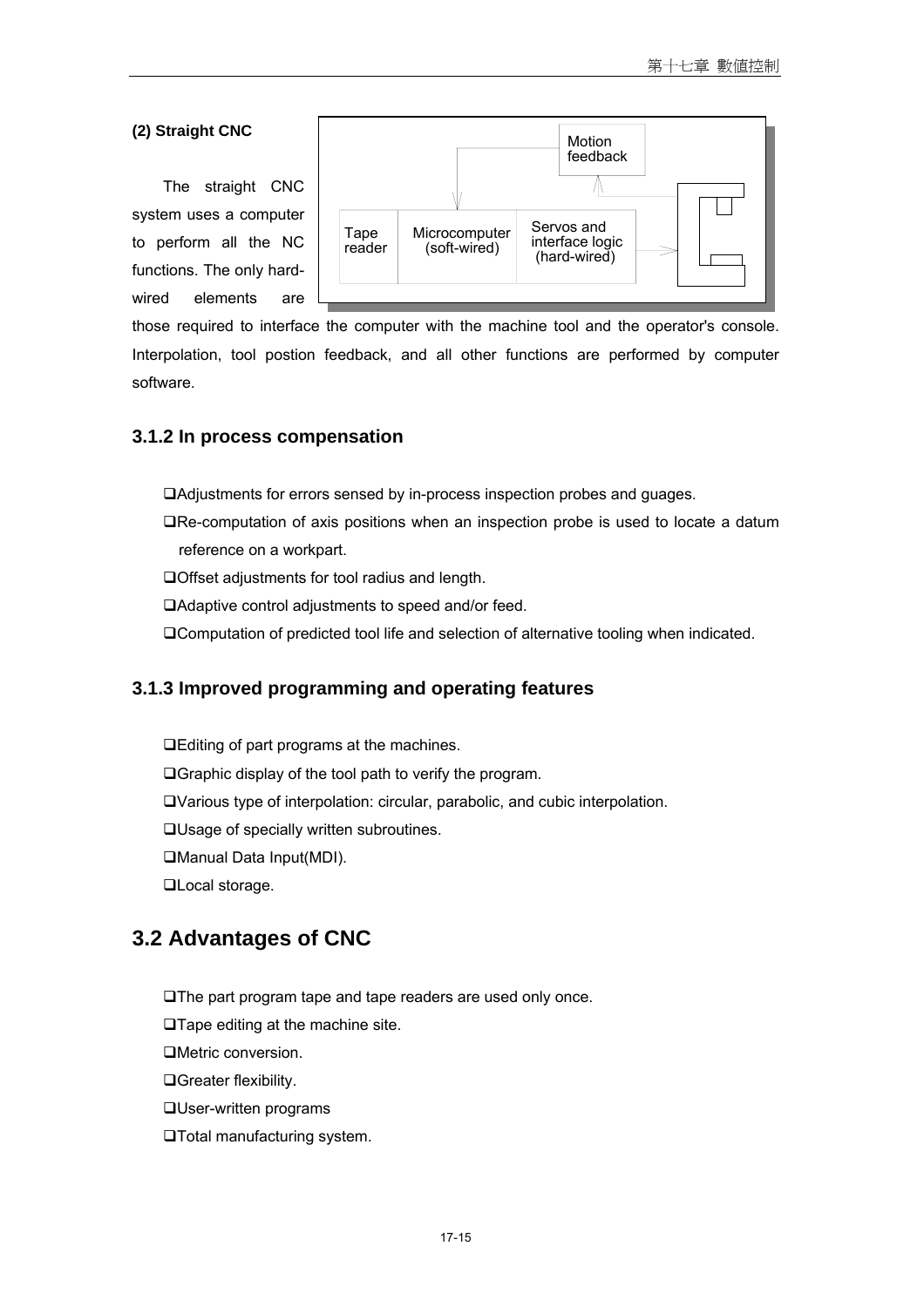**(2) Straight CNC**

The straight CNC system uses a computer to perform all the NC functions. The only hard-wired elements are those required to interface the computer with the machine tool and the operator's console. Interpolation, tool postion feedback, and all other functions are performed by computer software.

Motion feedback

Tape reader | Microcomputer (soft-wired) | Servos and interface logic (hard-wired)

### 3.1.2 In process compensation

- ❑Adjustments for errors sensed by in-process inspection probes and guages.
- ❑Re-computation of axis positions when an inspection probe is used to locate a datum reference on a workpart.
- ❑Offset adjustments for tool radius and length.
- ❑Adaptive control adjustments to speed and/or feed.
- ❑Computation of predicted tool life and selection of alternative tooling when indicated.

### 3.1.3 Improved programming and operating features

- ❑Editing of part programs at the machines.
- ❑Graphic display of the tool path to verify the program.
- ❑Various type of interpolation: circular, parabolic, and cubic interpolation.
- ❑Usage of specially written subroutines.
- ❑Manual Data Input(MDI).
- ❑Local storage.

## 3.2 Advantages of CNC

- ❑The part program tape and tape readers are used only once.
- ❑Tape editing at the machine site.
- ❑Metric conversion.
- ❑Greater flexibility.
- ❑User-written programs
- ❑Total manufacturing system.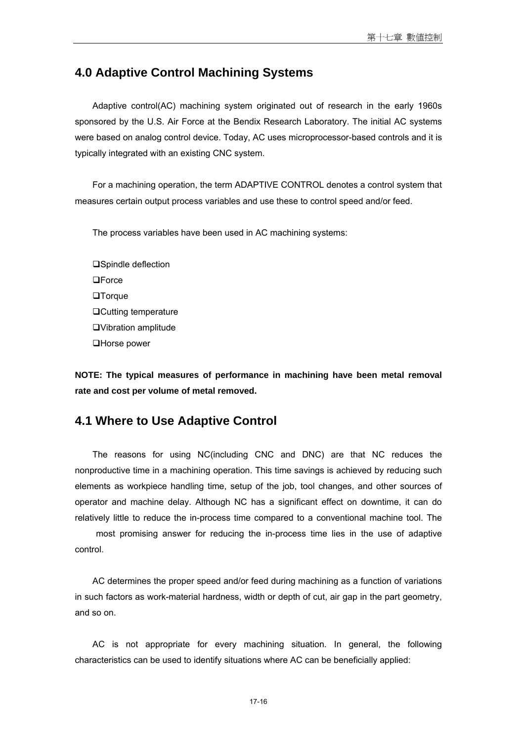## 4.0 Adaptive Control Machining Systems

Adaptive control(AC) machining system originated out of research in the early 1960s sponsored by the U.S. Air Force at the Bendix Research Laboratory. The initial AC systems were based on analog control device. Today, AC uses microprocessor-based controls and it is typically integrated with an existing CNC system.

For a machining operation, the term ADAPTIVE CONTROL denotes a control system that measures certain output process variables and use these to control speed and/or feed.

The process variables have been used in AC machining systems:

- Spindle deflection
- Force
- Torque
- Cutting temperature
- Vibration amplitude
- Horse power

**NOTE: The typical measures of performance in machining have been metal removal rate and cost per volume of metal removed.**

## 4.1 Where to Use Adaptive Control

The reasons for using NC(including CNC and DNC) are that NC reduces the nonproductive time in a machining operation. This time savings is achieved by reducing such elements as workpiece handling time, setup of the job, tool changes, and other sources of operator and machine delay. Although NC has a significant effect on downtime, it can do relatively little to reduce the in-process time compared to a conventional machine tool. The most promising answer for reducing the in-process time lies in the use of adaptive control.

AC determines the proper speed and/or feed during machining as a function of variations in such factors as work-material hardness, width or depth of cut, air gap in the part geometry, and so on.

AC is not appropriate for every machining situation. In general, the following characteristics can be used to identify situations where AC can be beneficially applied: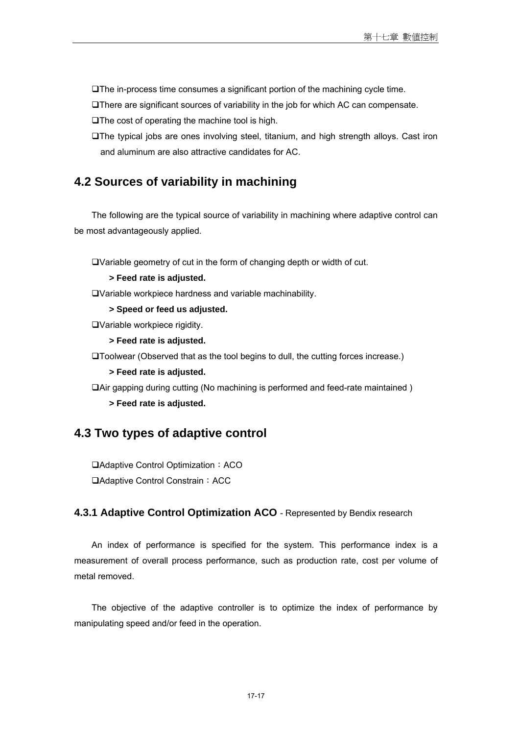- The in-process time consumes a significant portion of the machining cycle time.
- There are significant sources of variability in the job for which AC can compensate.
- The cost of operating the machine tool is high.
- The typical jobs are ones involving steel, titanium, and high strength alloys. Cast iron and aluminum are also attractive candidates for AC.

## 4.2 Sources of variability in machining

The following are the typical source of variability in machining where adaptive control can be most advantageously applied.

- Variable geometry of cut in the form of changing depth or width of cut.
  - **> Feed rate is adjusted.**
- Variable workpiece hardness and variable machinability.
  - **> Speed or feed us adjusted.**
- Variable workpiece rigidity.
  - **> Feed rate is adjusted.**
- Toolwear (Observed that as the tool begins to dull, the cutting forces increase.)
  - **> Feed rate is adjusted.**
- Air gapping during cutting (No machining is performed and feed-rate maintained )
  - **> Feed rate is adjusted.**

## 4.3 Two types of adaptive control

- Adaptive Control Optimization：ACO
- Adaptive Control Constrain：ACC

### 4.3.1 Adaptive Control Optimization ACO - Represented by Bendix research

An index of performance is specified for the system. This performance index is a measurement of overall process performance, such as production rate, cost per volume of metal removed.

The objective of the adaptive controller is to optimize the index of performance by manipulating speed and/or feed in the operation.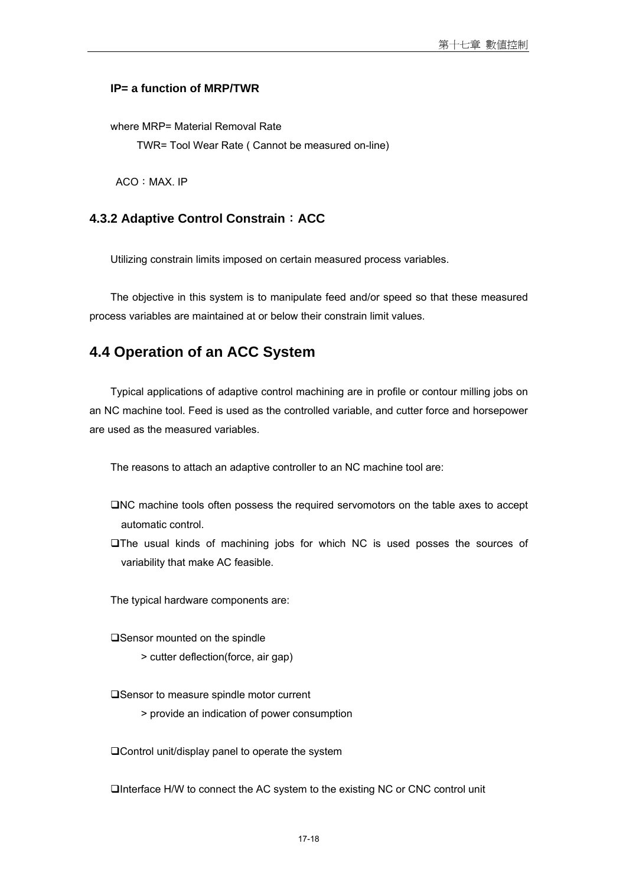**IP= a function of MRP/TWR**

where MRP= Material Removal Rate

TWR= Tool Wear Rate ( Cannot be measured on-line)

ACO：MAX. IP

### 4.3.2 Adaptive Control Constrain：ACC

Utilizing constrain limits imposed on certain measured process variables.

The objective in this system is to manipulate feed and/or speed so that these measured process variables are maintained at or below their constrain limit values.

## 4.4 Operation of an ACC System

Typical applications of adaptive control machining are in profile or contour milling jobs on an NC machine tool. Feed is used as the controlled variable, and cutter force and horsepower are used as the measured variables.

The reasons to attach an adaptive controller to an NC machine tool are:

- NC machine tools often possess the required servomotors on the table axes to accept automatic control.
- The usual kinds of machining jobs for which NC is used posses the sources of variability that make AC feasible.

The typical hardware components are:

- Sensor mounted on the spindle
  > cutter deflection(force, air gap)

- Sensor to measure spindle motor current
  > provide an indication of power consumption

- Control unit/display panel to operate the system

- Interface H/W to connect the AC system to the existing NC or CNC control unit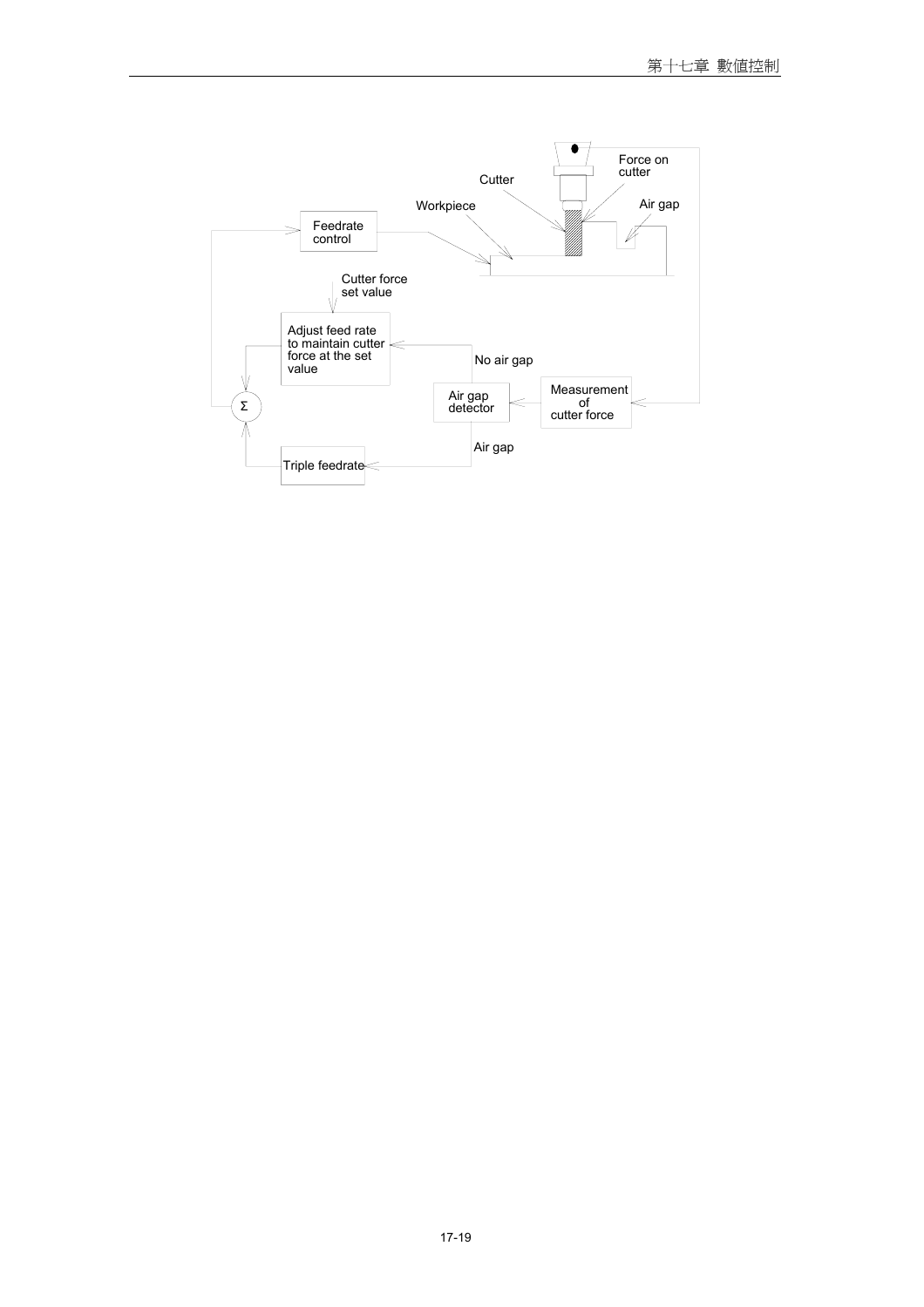Force on cutter

Cutter

Workpiece

Air gap

Feedrate control

Cutter force set value

Adjust feed rate to maintain cutter force at the set value

No air gap

Σ

Air gap detector

Measurement of cutter force

Air gap

Triple feedrate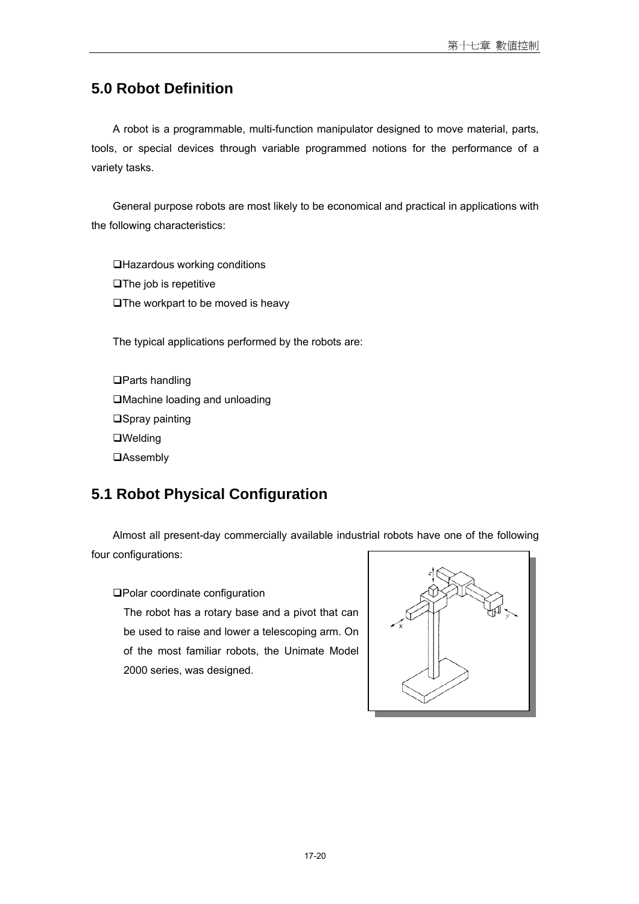## 5.0 Robot Definition

A robot is a programmable, multi-function manipulator designed to move material, parts, tools, or special devices through variable programmed notions for the performance of a variety tasks.

General purpose robots are most likely to be economical and practical in applications with the following characteristics:

- Hazardous working conditions
- The job is repetitive
- The workpart to be moved is heavy

The typical applications performed by the robots are:

- Parts handling
- Machine loading and unloading
- Spray painting
- Welding
- Assembly

## 5.1 Robot Physical Configuration

Almost all present-day commercially available industrial robots have one of the following four configurations:

- Polar coordinate configuration

  The robot has a rotary base and a pivot that can be used to raise and lower a telescoping arm. On of the most familiar robots, the Unimate Model 2000 series, was designed.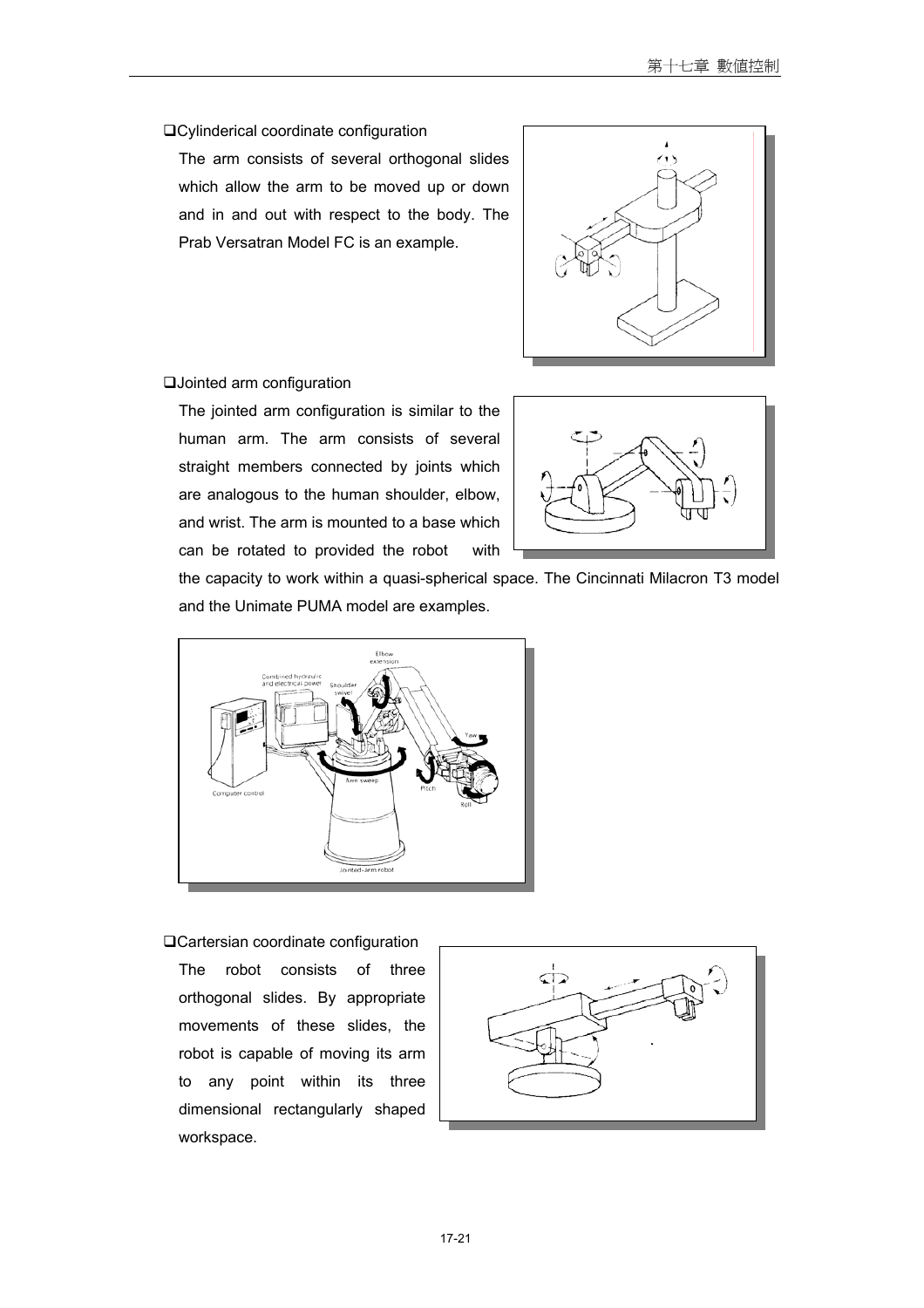❑Cylinderical coordinate configuration

The arm consists of several orthogonal slides which allow the arm to be moved up or down and in and out with respect to the body. The Prab Versatran Model FC is an example.

❑Jointed arm configuration

The jointed arm configuration is similar to the human arm. The arm consists of several straight members connected by joints which are analogous to the human shoulder, elbow, and wrist. The arm is mounted to a base which can be rotated to provided the robot with the capacity to work within a quasi-spherical space. The Cincinnati Milacron T3 model and the Unimate PUMA model are examples.

❑Cartersian coordinate configuration

The robot consists of three orthogonal slides. By appropriate movements of these slides, the robot is capable of moving its arm to any point within its three dimensional rectangularly shaped workspace.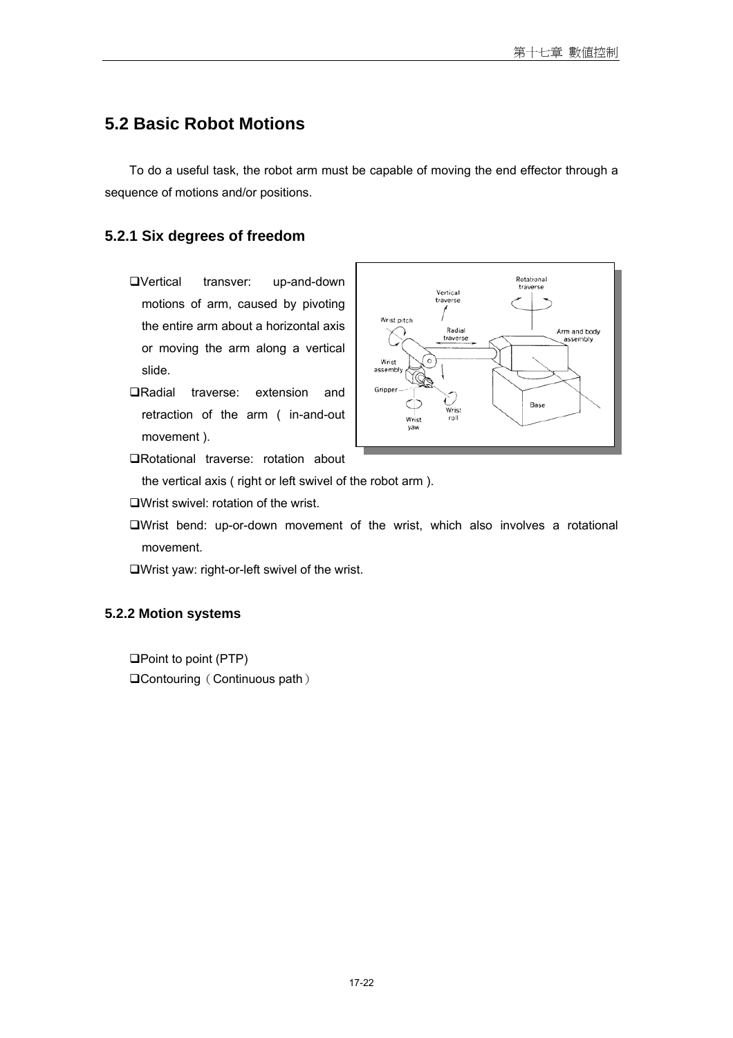## 5.2 Basic Robot Motions

To do a useful task, the robot arm must be capable of moving the end effector through a sequence of motions and/or positions.

### 5.2.1 Six degrees of freedom

- ❑Vertical transver: up-and-down motions of arm, caused by pivoting the entire arm about a horizontal axis or moving the arm along a vertical slide.
- ❑Radial traverse: extension and retraction of the arm ( in-and-out movement ).
- ❑Rotational traverse: rotation about the vertical axis ( right or left swivel of the robot arm ).
- ❑Wrist swivel: rotation of the wrist.
- ❑Wrist bend: up-or-down movement of the wrist, which also involves a rotational movement.
- ❑Wrist yaw: right-or-left swivel of the wrist.

#### 5.2.2 Motion systems

- ❑Point to point (PTP)
- ❑Contouring（Continuous path）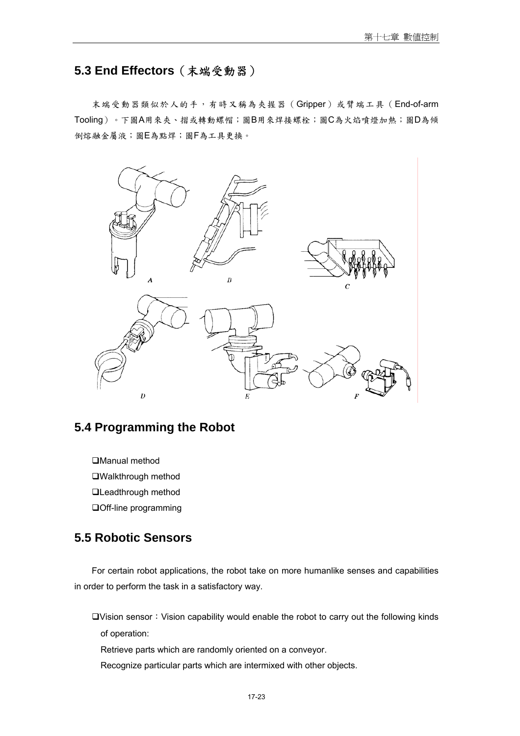## 5.3 End Effectors（末端受動器）

末端受動器類似於人的手，有時又稱為夾握器（Gripper）或臂端工具（End-of-arm Tooling）。下圖A用來夾、搯或轉動螺帽；圖B用來焊接螺栓；圖C為火焰噴燈加熱；圖D為傾倒熔融金屬液；圖E為點焊；圖F為工具更換。

## 5.4 Programming the Robot

- ❑Manual method
- ❑Walkthrough method
- ❑Leadthrough method
- ❑Off-line programming

## 5.5 Robotic Sensors

For certain robot applications, the robot take on more humanlike senses and capabilities in order to perform the task in a satisfactory way.

❑Vision sensor：Vision capability would enable the robot to carry out the following kinds of operation:

Retrieve parts which are randomly oriented on a conveyor.

Recognize particular parts which are intermixed with other objects.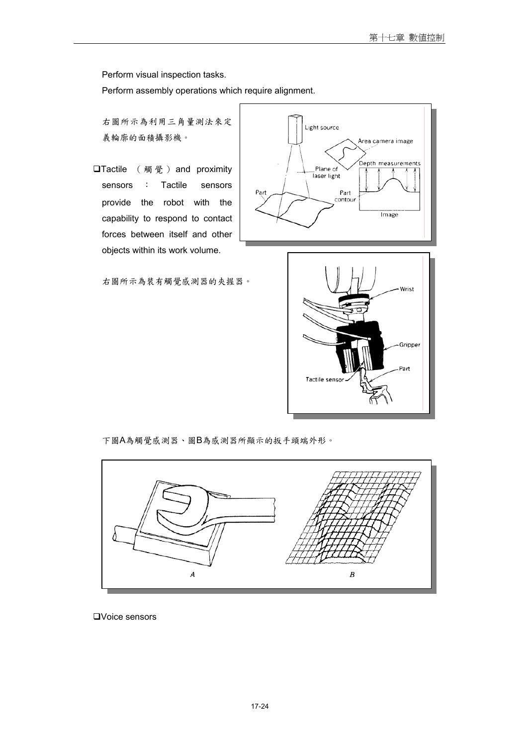Perform visual inspection tasks.

Perform assembly operations which require alignment.

右圖所示為利用三角量測法來定義輪廓的面積攝影機。

- Tactile （觸覺）and proximity sensors ： Tactile sensors provide the robot with the capability to respond to contact forces between itself and other objects within its work volume.

右圖所示為裝有觸覺感測器的夾握器。

下圖A為觸覺感測器、圖B為感測器所顯示的扳手頭端外形。

- Voice sensors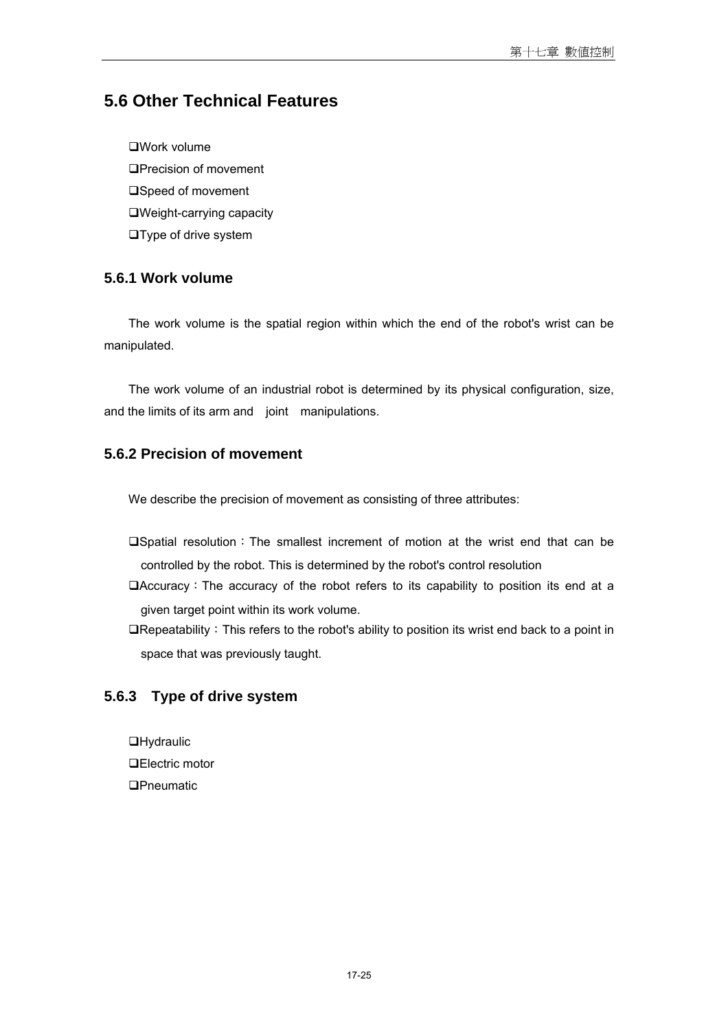## 5.6 Other Technical Features

- Work volume
- Precision of movement
- Speed of movement
- Weight-carrying capacity
- Type of drive system

### 5.6.1 Work volume

The work volume is the spatial region within which the end of the robot's wrist can be manipulated.

The work volume of an industrial robot is determined by its physical configuration, size, and the limits of its arm and joint manipulations.

### 5.6.2 Precision of movement

We describe the precision of movement as consisting of three attributes:

- Spatial resolution：The smallest increment of motion at the wrist end that can be controlled by the robot. This is determined by the robot's control resolution
- Accuracy：The accuracy of the robot refers to its capability to position its end at a given target point within its work volume.
- Repeatability：This refers to the robot's ability to position its wrist end back to a point in space that was previously taught.

### 5.6.3 Type of drive system

- Hydraulic
- Electric motor
- Pneumatic